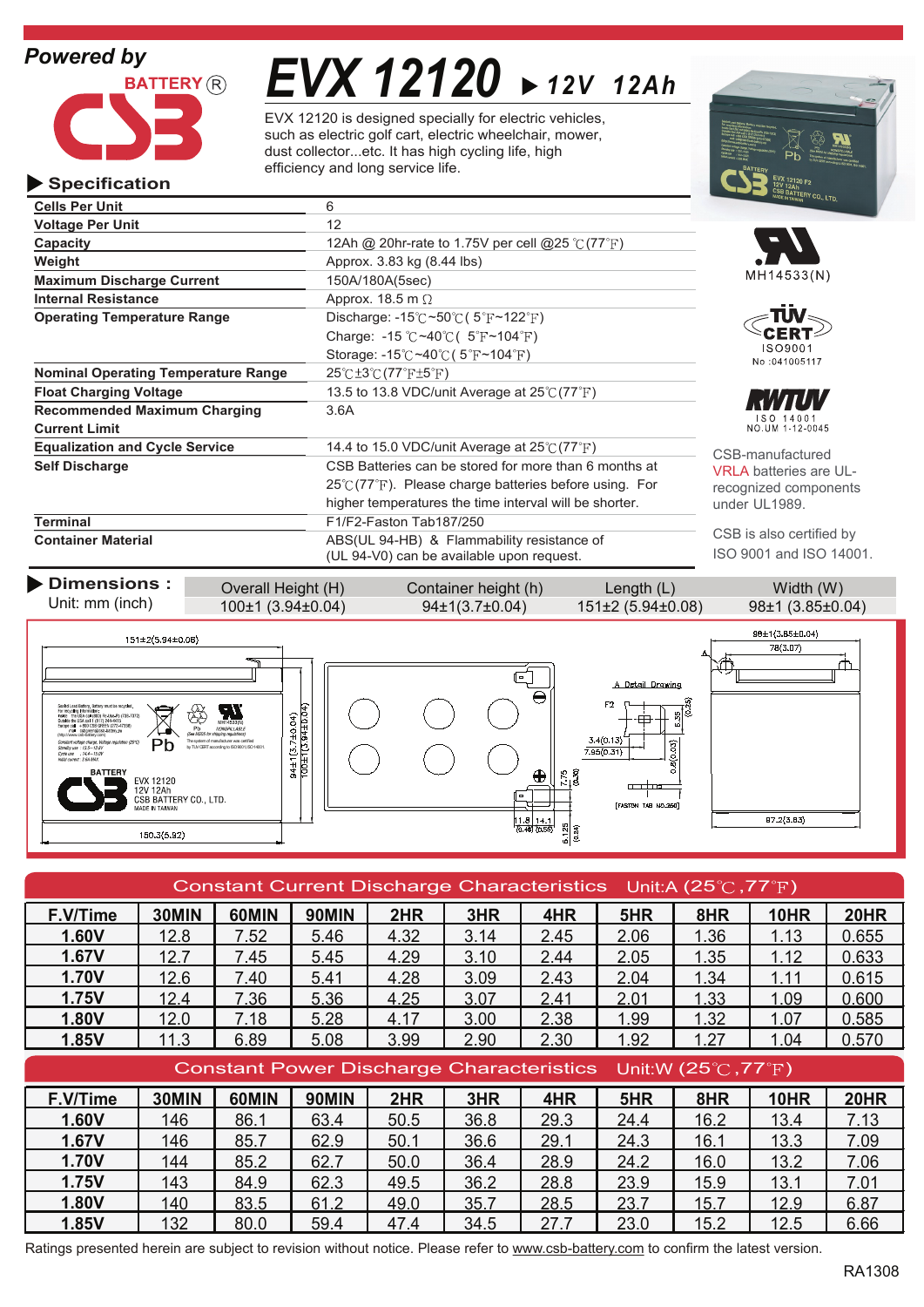Powered by

**CSB BATTERY®**

# EVX 12120 ▶ 12V 12Ah

EVX 12120 is designed specially for electric vehicles, such as electric golf cart, electric wheelchair, mower, dust collector...etc. It has high cycling life, high efficiency and long service life.

## ▶ Specification

| | |
|---|---|
| **Cells Per Unit** | 6 |
| **Voltage Per Unit** | 12 |
| **Capacity** | 12Ah @ 20hr-rate to 1.75V per cell @25℃(77℉) |
| **Weight** | Approx. 3.83 kg (8.44 lbs) |
| **Maximum Discharge Current** | 150A/180A(5sec) |
| **Internal Resistance** | Approx. 18.5 m Ω |
| **Operating Temperature Range** | Discharge: -15℃~50℃( 5℉~122℉)<br>Charge: -15 ℃~40℃( 5℉~104℉)<br>Storage: -15℃~40℃( 5℉~104℉) |
| **Nominal Operating Temperature Range** | 25℃±3℃(77℉±5℉) |
| **Float Charging Voltage** | 13.5 to 13.8 VDC/unit Average at 25℃(77℉) |
| **Recommended Maximum Charging Current Limit** | 3.6A |
| **Equalization and Cycle Service** | 14.4 to 15.0 VDC/unit Average at 25℃(77℉) |
| **Self Discharge** | CSB Batteries can be stored for more than 6 months at 25℃(77℉). Please charge batteries before using. For higher temperatures the time interval will be shorter. |
| **Terminal** | F1/F2-Faston Tab187/250 |
| **Container Material** | ABS(UL 94-HB) & Flammability resistance of (UL 94-V0) can be available upon request. |

MH14533(N)

TÜV CERT ISO9001 No :041005117

RWTÜV ISO 14001 NO.UM 1-12-0045

CSB-manufactured VRLA batteries are UL-recognized components under UL1989.

CSB is also certified by ISO 9001 and ISO 14001.

## ▶ Dimensions :

Unit: mm (inch)

| Overall Height (H) | Container height (h) | Length (L) | Width (W) |
|---|---|---|---|
| 100±1 (3.94±0.04) | 94±1(3.7±0.04) | 151±2 (5.94±0.08) | 98±1 (3.85±0.04) |

## Constant Current Discharge Characteristics Unit:A (25℃,77℉)

| F.V/Time | 30MIN | 60MIN | 90MIN | 2HR | 3HR | 4HR | 5HR | 8HR | 10HR | 20HR |
|---|---|---|---|---|---|---|---|---|---|---|
| **1.60V** | 12.8 | 7.52 | 5.46 | 4.32 | 3.14 | 2.45 | 2.06 | 1.36 | 1.13 | 0.655 |
| **1.67V** | 12.7 | 7.45 | 5.45 | 4.29 | 3.10 | 2.44 | 2.05 | 1.35 | 1.12 | 0.633 |
| **1.70V** | 12.6 | 7.40 | 5.41 | 4.28 | 3.09 | 2.43 | 2.04 | 1.34 | 1.11 | 0.615 |
| **1.75V** | 12.4 | 7.36 | 5.36 | 4.25 | 3.07 | 2.41 | 2.01 | 1.33 | 1.09 | 0.600 |
| **1.80V** | 12.0 | 7.18 | 5.28 | 4.17 | 3.00 | 2.38 | 1.99 | 1.32 | 1.07 | 0.585 |
| **1.85V** | 11.3 | 6.89 | 5.08 | 3.99 | 2.90 | 2.30 | 1.92 | 1.27 | 1.04 | 0.570 |

## Constant Power Discharge Characteristics Unit:W (25℃,77℉)

| F.V/Time | 30MIN | 60MIN | 90MIN | 2HR | 3HR | 4HR | 5HR | 8HR | 10HR | 20HR |
|---|---|---|---|---|---|---|---|---|---|---|
| **1.60V** | 146 | 86.1 | 63.4 | 50.5 | 36.8 | 29.3 | 24.4 | 16.2 | 13.4 | 7.13 |
| **1.67V** | 146 | 85.7 | 62.9 | 50.1 | 36.6 | 29.1 | 24.3 | 16.1 | 13.3 | 7.09 |
| **1.70V** | 144 | 85.2 | 62.7 | 50.0 | 36.4 | 28.9 | 24.2 | 16.0 | 13.2 | 7.06 |
| **1.75V** | 143 | 84.9 | 62.3 | 49.5 | 36.2 | 28.8 | 23.9 | 15.9 | 13.1 | 7.01 |
| **1.80V** | 140 | 83.5 | 61.2 | 49.0 | 35.7 | 28.5 | 23.7 | 15.7 | 12.9 | 6.87 |
| **1.85V** | 132 | 80.0 | 59.4 | 47.4 | 34.5 | 27.7 | 23.0 | 15.2 | 12.5 | 6.66 |

Ratings presented herein are subject to revision without notice. Please refer to www.csb-battery.com to confirm the latest version.

RA1308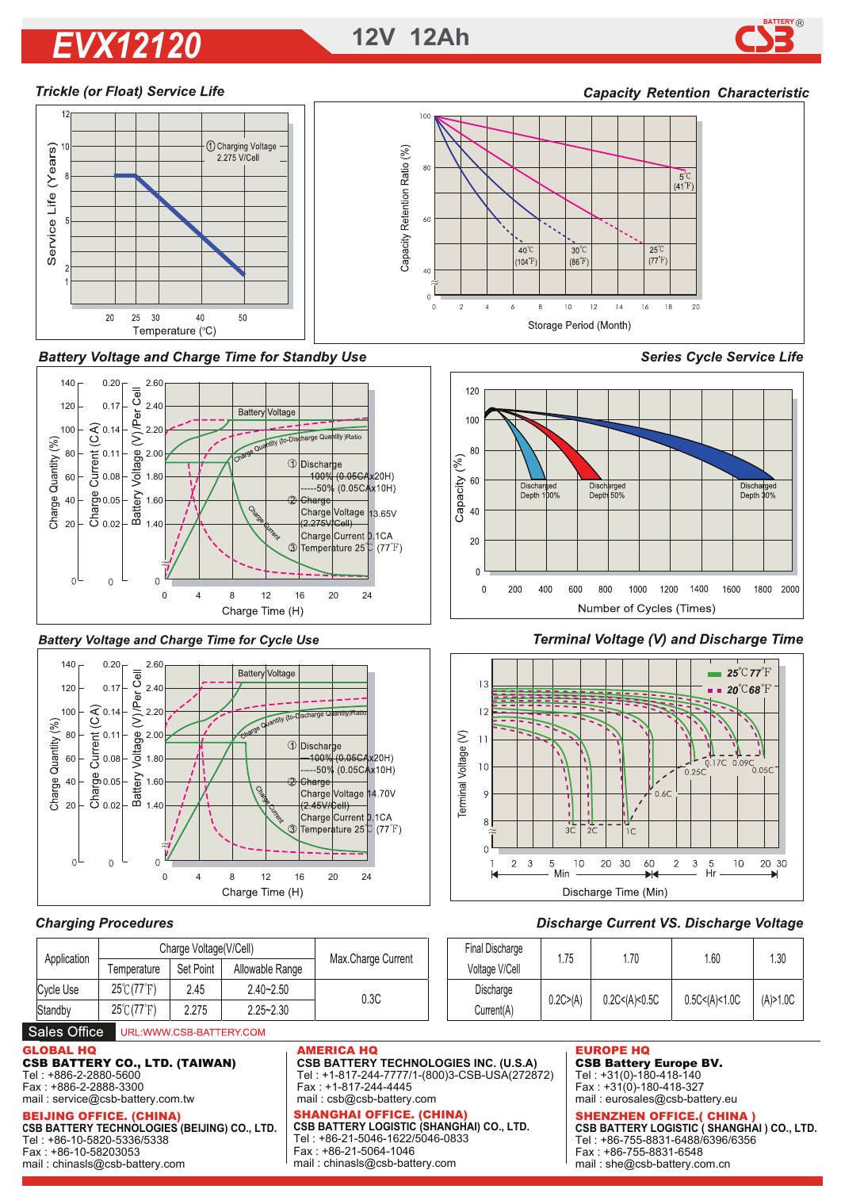# EVX12120

**12V 12Ah**

BATTERY ® CSB

### *Trickle (or Float) Service Life*

Service Life (Years)

12
10
8
5
2
1

① Charging Voltage
2.275 V/Cell

20 25 30 40 50
Temperature (℃)

### *Capacity Retention Characteristic*

Capacity Retention Ratio (%)

100
80
60
40
0

5℃ (41℉)
40℃ (104℉)
30℃ (86℉)
25℃ (77℉)

0 2 4 6 8 10 12 14 16 18 20
Storage Period (Month)

### *Battery Voltage and Charge Time for Standby Use*

Charge Quantity (%) 140 120 100 80 60 40 20 0
Charge Current (CA) 0.20 0.17 0.14 0.11 0.08 0.05 0.02 0
Battery Voltage (V)/Per Cell 2.60 2.40 2.20 2.00 1.80 1.60 1.40 0

Battery Voltage
Charge Quantity (to-Discharge Quantity)Ratio
Charge Current

① Discharge
—100% (0.05CAx20H)
-----50% (0.05CAx10H)
② Charge
Charge Voltage 13.65V
(2.275V/Cell)
Charge Current 0.1CA
③ Temperature 25℃ (77℉)

0 4 8 12 16 20 24
Charge Time (H)

### *Series Cycle Service Life*

Capacity (%)

120 100 80 60 40 20 0

Discharged Depth 100%
Discharged Depth 50%
Discharged Depth 30%

0 200 400 600 800 1000 1200 1400 1600 1800 2000
Number of Cycles (Times)

### *Battery Voltage and Charge Time for Cycle Use*

Charge Quantity (%) 140 120 100 80 60 40 20 0
Charge Current (CA) 0.20 0.17 0.14 0.11 0.08 0.05 0.02 0
Battery Voltage (V)/Per Cell 2.60 2.40 2.20 2.00 1.80 1.60 1.40 0

Battery Voltage
Charge Quantity (to-Discharge Quantity)Ratio
Charge Current

① Discharge
—100% (0.05CAx20H)
-----50% (0.05CAx10H)
② Charge
Charge Voltage 14.70V
(2.45V/Cell)
Charge Current 0.1CA
③ Temperature 25℃ (77℉)

0 4 8 12 16 20 24
Charge Time (H)

### *Terminal Voltage (V) and Discharge Time*

Terminal Voltage (V)

13 12 11 10 9 8 0

25℃77℉
20℃68℉

3C 2C 1C 0.6C 0.25C 0.17C 0.09C 0.05C

1 2 3 5 10 20 30 60 2 3 5 10 20 30
Min Hr
Discharge Time (Min)

### *Charging Procedures*

| Application | Charge Voltage(V/Cell) | | | Max.Charge Current |
|---|---|---|---|---|
| | Temperature | Set Point | Allowable Range | |
| Cycle Use | 25℃(77℉) | 2.45 | 2.40~2.50 | 0.3C |
| Standby | 25℃(77℉) | 2.275 | 2.25~2.30 | |

### *Discharge Current VS. Discharge Voltage*

| Final Discharge Voltage V/Cell | 1.75 | 1.70 | 1.60 | 1.30 |
|---|---|---|---|---|
| Discharge Current(A) | 0.2C>(A) | 0.2C<(A)<0.5C | 0.5C<(A)<1.0C | (A)>1.0C |

**Sales Office** URL:WWW.CSB-BATTERY.COM

**GLOBAL HQ**
**CSB BATTERY CO., LTD. (TAIWAN)**
Tel : +886-2-2880-5600
Fax : +886-2-2888-3300
mail : service@csb-battery.com.tw

**AMERICA HQ**
**CSB BATTERY TECHNOLOGIES INC. (U.S.A)**
Tel : +1-817-244-7777/1-(800)3-CSB-USA(272872)
Fax : +1-817-244-4445
mail : csb@csb-battery.com

**EUROPE HQ**
**CSB Battery Europe BV.**
Tel : +31(0)-180-418-140
Fax : +31(0)-180-418-327
mail : eurosales@csb-battery.eu

**BEIJING OFFICE. (CHINA)**
**CSB BATTERY TECHNOLOGIES (BEIJING) CO., LTD.**
Tel : +86-10-5820-5336/5338
Fax : +86-10-58203053
mail : chinasls@csb-battery.com

**SHANGHAI OFFICE. (CHINA)**
**CSB BATTERY LOGISTIC (SHANGHAI) CO., LTD.**
Tel : +86-21-5046-1622/5046-0833
Fax : +86-21-5064-1046
mail : chinasls@csb-battery.com

**SHENZHEN OFFICE.( CHINA )**
**CSB BATTERY LOGISTIC ( SHANGHAI ) CO., LTD.**
Tel : +86-755-8831-6488/6396/6356
Fax : +86-755-8831-6548
mail : she@csb-battery.com.cn